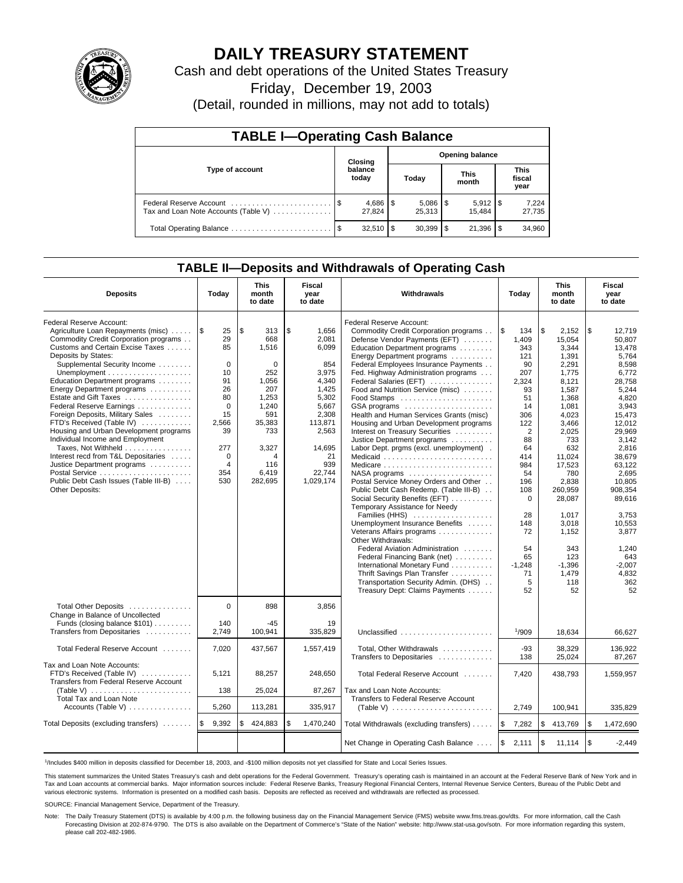# DAILY TREASURY STATEMENT

Cash and debt operations of the United States Treasury

Friday, December 19, 2003

(Detail, rounded in millions, may not add to totals)

## TABLE I—Operating Cash Balance

| Type of account | Closing balance today | Opening balance Today | Opening balance This month | Opening balance This fiscal year |
|---|---|---|---|---|
| Federal Reserve Account | $ 4,686 | $ 5,086 | $ 5,912 | $ 7,224 |
| Tax and Loan Note Accounts (Table V) | 27,824 | 25,313 | 15,484 | 27,735 |
| Total Operating Balance | $ 32,510 | $ 30,399 | $ 21,396 | $ 34,960 |

## TABLE II—Deposits and Withdrawals of Operating Cash

| Deposits | Today | This month to date | Fiscal year to date | Withdrawals | Today | This month to date | Fiscal year to date |
|---|---|---|---|---|---|---|---|
| Federal Reserve Account: | | | | Federal Reserve Account: | | | |
| Agriculture Loan Repayments (misc) | $ 25 | $ 313 | $ 1,656 | Commodity Credit Corporation programs | $ 134 | $ 2,152 | $ 12,719 |
| Commodity Credit Corporation programs | 29 | 668 | 2,081 | Defense Vendor Payments (EFT) | 1,409 | 15,054 | 50,807 |
| Customs and Certain Excise Taxes | 85 | 1,516 | 6,099 | Education Department programs | 343 | 3,344 | 13,478 |
| Deposits by States: | | | | Energy Department programs | 121 | 1,391 | 5,764 |
| Supplemental Security Income | 0 | 0 | 854 | Federal Employees Insurance Payments | 90 | 2,291 | 8,598 |
| Unemployment | 10 | 252 | 3,975 | Fed. Highway Administration programs | 207 | 1,775 | 6,772 |
| Education Department programs | 91 | 1,056 | 4,340 | Federal Salaries (EFT) | 2,324 | 8,121 | 28,758 |
| Energy Department programs | 26 | 207 | 1,425 | Food and Nutrition Service (misc) | 93 | 1,587 | 5,244 |
| Estate and Gift Taxes | 80 | 1,253 | 5,302 | Food Stamps | 51 | 1,368 | 4,820 |
| Federal Reserve Earnings | 0 | 1,240 | 5,667 | GSA programs | 14 | 1,081 | 3,943 |
| Foreign Deposits, Military Sales | 15 | 591 | 2,308 | Health and Human Services Grants (misc) | 306 | 4,023 | 15,473 |
| FTD's Received (Table IV) | 2,566 | 35,383 | 113,871 | Housing and Urban Development programs | 122 | 3,466 | 12,012 |
| Housing and Urban Development programs | 39 | 733 | 2,563 | Interest on Treasury Securities | 2 | 2,025 | 29,969 |
| Individual Income and Employment | | | | Justice Department programs | 88 | 733 | 3,142 |
| Taxes, Not Withheld | 277 | 3,327 | 14,695 | Labor Dept. prgms (excl. unemployment) | 64 | 632 | 2,816 |
| Interest recd from T&L Depositaries | 0 | 4 | 21 | Medicaid | 414 | 11,024 | 38,679 |
| Justice Department programs | 4 | 116 | 939 | Medicare | 984 | 17,523 | 63,122 |
| Postal Service | 354 | 6,419 | 22,744 | NASA programs | 54 | 780 | 2,695 |
| Public Debt Cash Issues (Table III-B) | 530 | 282,695 | 1,029,174 | Postal Service Money Orders and Other | 196 | 2,838 | 10,805 |
| Other Deposits: | | | | Public Debt Cash Redemp. (Table III-B) | 108 | 260,959 | 908,354 |
| | | | | Social Security Benefits (EFT) | 0 | 28,087 | 89,616 |
| | | | | Temporary Assistance for Needy Families (HHS) | 28 | 1,017 | 3,753 |
| | | | | Unemployment Insurance Benefits | 148 | 3,018 | 10,553 |
| | | | | Veterans Affairs programs | 72 | 1,152 | 3,877 |
| | | | | Other Withdrawals: | | | |
| | | | | Federal Aviation Administration | 54 | 343 | 1,240 |
| | | | | Federal Financing Bank (net) | 65 | 123 | 643 |
| | | | | International Monetary Fund | -1,248 | -1,396 | -2,007 |
| | | | | Thrift Savings Plan Transfer | 71 | 1,479 | 4,832 |
| | | | | Transportation Security Admin. (DHS) | 5 | 118 | 362 |
| | | | | Treasury Dept: Claims Payments | 52 | 52 | 52 |
| Total Other Deposits | 0 | 898 | 3,856 | | | | |
| Change in Balance of Uncollected Funds (closing balance $101) | 140 | -45 | 19 | | | | |
| Transfers from Depositaries | 2,749 | 100,941 | 335,829 | Unclassified | [1]909 | 18,634 | 66,627 |
| Total Federal Reserve Account | 7,020 | 437,567 | 1,557,419 | Total, Other Withdrawals | -93 | 38,329 | 136,922 |
| | | | | Transfers to Depositaries | 138 | 25,024 | 87,267 |
| Tax and Loan Note Accounts: | | | | | | | |
| FTD's Received (Table IV) | 5,121 | 88,257 | 248,650 | Total Federal Reserve Account | 7,420 | 438,793 | 1,559,957 |
| Transfers from Federal Reserve Account (Table V) | 138 | 25,024 | 87,267 | Tax and Loan Note Accounts: | | | |
| Total Tax and Loan Note Accounts (Table V) | 5,260 | 113,281 | 335,917 | Transfers to Federal Reserve Account (Table V) | 2,749 | 100,941 | 335,829 |
| Total Deposits (excluding transfers) | $ 9,392 | $ 424,883 | $ 1,470,240 | Total Withdrawals (excluding transfers) | $ 7,282 | $ 413,769 | $ 1,472,690 |
| | | | | Net Change in Operating Cash Balance | $ 2,111 | $ 11,114 | $ -2,449 |

[1]Includes $400 million in deposits classified for December 18, 2003, and -$100 million deposits not yet classified for State and Local Series Issues.

This statement summarizes the United States Treasury's cash and debt operations for the Federal Government. Treasury's operating cash is maintained in an account at the Federal Reserve Bank of New York and in Tax and Loan accounts at commercial banks. Major information sources include: Federal Reserve Banks, Treasury Regional Financial Centers, Internal Revenue Service Centers, Bureau of the Public Debt and various electronic systems. Information is presented on a modified cash basis. Deposits are reflected as received and withdrawals are reflected as processed.

SOURCE: Financial Management Service, Department of the Treasury.

Note: The Daily Treasury Statement (DTS) is available by 4:00 p.m. the following business day on the Financial Management Service (FMS) website www.fms.treas.gov/dts. For more information, call the Cash Forecasting Division at 202-874-9790. The DTS is also available on the Department of Commerce's "State of the Nation" website: http://www.stat-usa.gov/sotn. For more information regarding this system, please call 202-482-1986.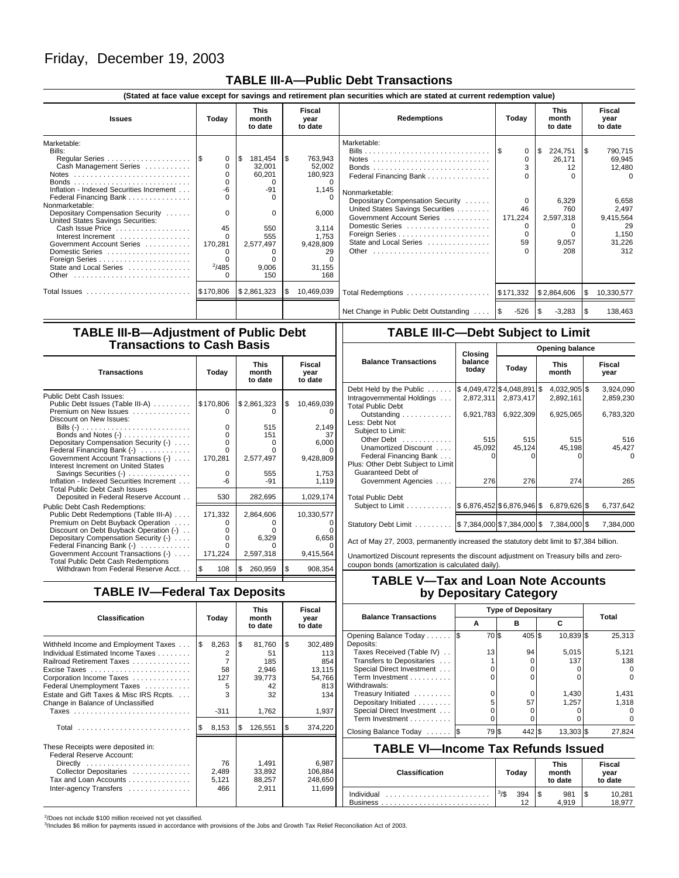# Friday, December 19, 2003

## TABLE III-A—Public Debt Transactions

(Stated at face value except for savings and retirement plan securities which are stated at current redemption value)

| Issues | Today | This month to date | Fiscal year to date |
|---|---|---|---|
| Marketable: | | | |
| Bills: | | | |
| Regular Series | $ 0 | $ 181,454 | $ 763,943 |
| Cash Management Series | 0 | 32,001 | 52,002 |
| Notes | 0 | 60,201 | 180,923 |
| Bonds | 0 | 0 | 0 |
| Inflation - Indexed Securities Increment | -6 | -91 | 1,145 |
| Federal Financing Bank | 0 | 0 | 0 |
| Nonmarketable: | | | |
| Depositary Compensation Security | 0 | 0 | 6,000 |
| United States Savings Securities: | | | |
| Cash Issue Price | 45 | 550 | 3,114 |
| Interest Increment | 0 | 555 | 1,753 |
| Government Account Series | 170,281 | 2,577,497 | 9,428,809 |
| Domestic Series | 0 | 0 | 29 |
| Foreign Series | 0 | 0 | 0 |
| State and Local Series | [2]485 | 9,006 | 31,155 |
| Other | 0 | 150 | 168 |
| Total Issues | $170,806 | $2,861,323 | $ 10,469,039 |

| Redemptions | Today | This month to date | Fiscal year to date |
|---|---|---|---|
| Marketable: | | | |
| Bills | $ 0 | $ 224,751 | $ 790,715 |
| Notes | 0 | 26,171 | 69,945 |
| Bonds | 3 | 12 | 12,480 |
| Federal Financing Bank | 0 | 0 | 0 |
| Nonmarketable: | | | |
| Depositary Compensation Security | 0 | 6,329 | 6,658 |
| United States Savings Securities | 46 | 760 | 2,497 |
| Government Account Series | 171,224 | 2,597,318 | 9,415,564 |
| Domestic Series | 0 | 0 | 29 |
| Foreign Series | 0 | 0 | 1,150 |
| State and Local Series | 59 | 9,057 | 31,226 |
| Other | 0 | 208 | 312 |
| Total Redemptions | $171,332 | $2,864,606 | $ 10,330,577 |
| Net Change in Public Debt Outstanding | $ -526 | $ -3,283 | $ 138,463 |

## TABLE III-B—Adjustment of Public Debt Transactions to Cash Basis

| Transactions | Today | This month to date | Fiscal year to date |
|---|---|---|---|
| Public Debt Cash Issues: | | | |
| Public Debt Issues (Table III-A) | $170,806 | $2,861,323 | $ 10,469,039 |
| Premium on New Issues | 0 | 0 | 0 |
| Discount on New Issues: | | | |
| Bills (-) | 0 | 515 | 2,149 |
| Bonds and Notes (-) | 0 | 151 | 37 |
| Depositary Compensation Security (-) | 0 | 0 | 6,000 |
| Federal Financing Bank (-) | 0 | 0 | 0 |
| Government Account Transactions (-) | 170,281 | 2,577,497 | 9,428,809 |
| Interest Increment on United States Savings Securities (-) | 0 | 555 | 1,753 |
| Inflation - Indexed Securities Increment | -6 | -91 | 1,119 |
| Total Public Debt Cash Issues Deposited in Federal Reserve Account | 530 | 282,695 | 1,029,174 |
| Public Debt Cash Redemptions: | | | |
| Public Debt Redemptions (Table III-A) | 171,332 | 2,864,606 | 10,330,577 |
| Premium on Debt Buyback Operation | 0 | 0 | 0 |
| Discount on Debt Buyback Operation (-) | 0 | 0 | 0 |
| Depositary Compensation Security (-) | 0 | 6,329 | 6,658 |
| Federal Financing Bank (-) | 0 | 0 | 0 |
| Government Account Transactions (-) | 171,224 | 2,597,318 | 9,415,564 |
| Total Public Debt Cash Redemptions Withdrawn from Federal Reserve Acct. | $ 108 | $ 260,959 | $ 908,354 |

## TABLE III-C—Debt Subject to Limit

| Balance Transactions | Closing balance today | Opening balance Today | Opening balance This month | Opening balance Fiscal year |
|---|---|---|---|---|
| Debt Held by the Public | $ 4,049,472 | $ 4,048,891 | $ 4,032,905 | $ 3,924,090 |
| Intragovernmental Holdings | 2,872,311 | 2,873,417 | 2,892,161 | 2,859,230 |
| Total Public Debt Outstanding | 6,921,783 | 6,922,309 | 6,925,065 | 6,783,320 |
| Less: Debt Not Subject to Limit: | | | | |
| Other Debt | 515 | 515 | 515 | 516 |
| Unamortized Discount | 45,092 | 45,124 | 45,198 | 45,427 |
| Federal Financing Bank | 0 | 0 | 0 | 0 |
| Plus: Other Debt Subject to Limit Guaranteed Debt of Government Agencies | 276 | 276 | 274 | 265 |
| Total Public Debt Subject to Limit | $ 6,876,452 | $ 6,876,946 | $ 6,879,626 | $ 6,737,642 |
| Statutory Debt Limit | $ 7,384,000 | $ 7,384,000 | $ 7,384,000 | $ 7,384,000 |

Act of May 27, 2003, permanently increased the statutory debt limit to $7,384 billion.

Unamortized Discount represents the discount adjustment on Treasury bills and zero-coupon bonds (amortization is calculated daily).

## TABLE IV—Federal Tax Deposits

| Classification | Today | This month to date | Fiscal year to date |
|---|---|---|---|
| Withheld Income and Employment Taxes | $ 8,263 | $ 81,760 | $ 302,489 |
| Individual Estimated Income Taxes | 2 | 51 | 113 |
| Railroad Retirement Taxes | 7 | 185 | 854 |
| Excise Taxes | 58 | 2,946 | 13,115 |
| Corporation Income Taxes | 127 | 39,773 | 54,766 |
| Federal Unemployment Taxes | 5 | 42 | 813 |
| Estate and Gift Taxes & Misc IRS Rcpts. | 3 | 32 | 134 |
| Change in Balance of Unclassified Taxes | -311 | 1,762 | 1,937 |
| Total | $ 8,153 | $ 126,551 | $ 374,220 |
| These Receipts were deposited in: | | | |
| Federal Reserve Account: | | | |
| Directly | 76 | 1,491 | 6,987 |
| Collector Depositaries | 2,489 | 33,892 | 106,884 |
| Tax and Loan Accounts | 5,121 | 88,257 | 248,650 |
| Inter-agency Transfers | 466 | 2,911 | 11,699 |

## TABLE V—Tax and Loan Note Accounts by Depositary Category

| Balance Transactions | Type of Depositary A | B | C | Total |
|---|---|---|---|---|
| Opening Balance Today | $ 70 | $ 405 | $ 10,839 | $ 25,313 |
| Deposits: | | | | |
| Taxes Received (Table IV) | 13 | 94 | 5,015 | 5,121 |
| Transfers to Depositaries | 1 | 0 | 137 | 138 |
| Special Direct Investment | 0 | 0 | 0 | 0 |
| Term Investment | 0 | 0 | 0 | 0 |
| Withdrawals: | | | | |
| Treasury Initiated | 0 | 0 | 1,430 | 1,431 |
| Depositary Initiated | 5 | 57 | 1,257 | 1,318 |
| Special Direct Investment | 0 | 0 | 0 | 0 |
| Term Investment | 0 | 0 | 0 | 0 |
| Closing Balance Today | $ 79 | $ 442 | $ 13,303 | $ 27,824 |

## TABLE VI—Income Tax Refunds Issued

| Classification | Today | This month to date | Fiscal year to date |
|---|---|---|---|
| Individual | [3]$ 394 | $ 981 | $ 10,281 |
| Business | 12 | 4,919 | 18,977 |

[2]Does not include $100 million received not yet classified.

[3]Includes $6 million for payments issued in accordance with provisions of the Jobs and Growth Tax Relief Reconciliation Act of 2003.